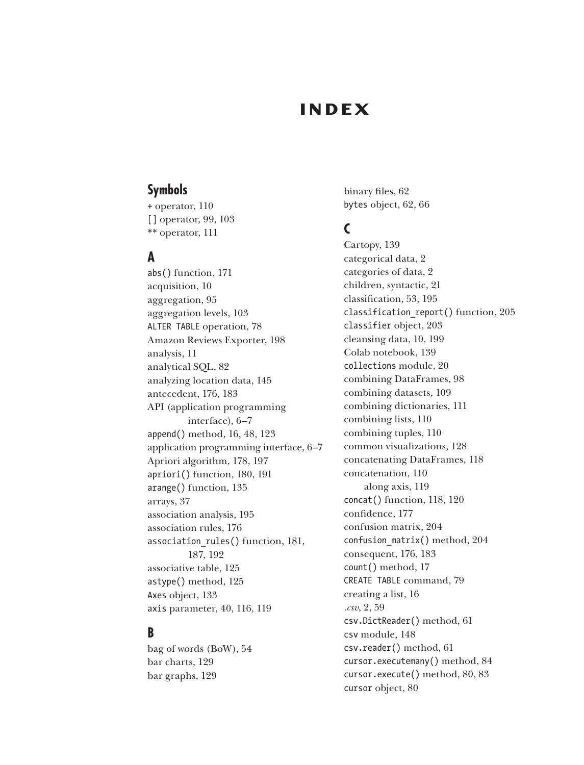# INDEX

## Symbols

+ operator, 110
[ ] operator, 99, 103
** operator, 111

## A

abs() function, 171
acquisition, 10
aggregation, 95
aggregation levels, 103
ALTER TABLE operation, 78
Amazon Reviews Exporter, 198
analysis, 11
analytical SQL, 82
analyzing location data, 145
antecedent, 176, 183
API (application programming interface), 6–7
append() method, 16, 48, 123
application programming interface, 6–7
Apriori algorithm, 178, 197
apriori() function, 180, 191
arange() function, 135
arrays, 37
association analysis, 195
association rules, 176
association_rules() function, 181, 187, 192
associative table, 125
astype() method, 125
Axes object, 133
axis parameter, 40, 116, 119

## B

bag of words (BoW), 54
bar charts, 129
bar graphs, 129
binary files, 62
bytes object, 62, 66

## C

Cartopy, 139
categorical data, 2
categories of data, 2
children, syntactic, 21
classification, 53, 195
classification_report() function, 205
classifier object, 203
cleansing data, 10, 199
Colab notebook, 139
collections module, 20
combining DataFrames, 98
combining datasets, 109
combining dictionaries, 111
combining lists, 110
combining tuples, 110
common visualizations, 128
concatenating DataFrames, 118
concatenation, 110
    along axis, 119
concat() function, 118, 120
confidence, 177
confusion matrix, 204
confusion_matrix() method, 204
consequent, 176, 183
count() method, 17
CREATE TABLE command, 79
creating a list, 16
*.csv*, 2, 59
csv.DictReader() method, 61
csv module, 148
csv.reader() method, 61
cursor.executemany() method, 84
cursor.execute() method, 80, 83
cursor object, 80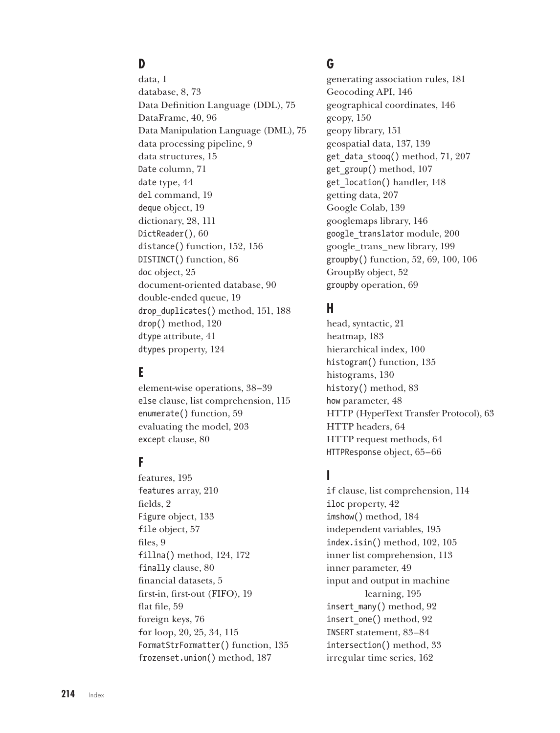## D

data, 1
database, 8, 73
Data Definition Language (DDL), 75
DataFrame, 40, 96
Data Manipulation Language (DML), 75
data processing pipeline, 9
data structures, 15
`Date` column, 71
`date` type, 44
`del` command, 19
`deque` object, 19
dictionary, 28, 111
`DictReader()`, 60
`distance()` function, 152, 156
`DISTINCT()` function, 86
`doc` object, 25
document-oriented database, 90
double-ended queue, 19
`drop_duplicates()` method, 151, 188
`drop()` method, 120
`dtype` attribute, 41
`dtypes` property, 124

## E

element-wise operations, 38–39
`else` clause, list comprehension, 115
`enumerate()` function, 59
evaluating the model, 203
`except` clause, 80

## F

features, 195
`features` array, 210
fields, 2
`Figure` object, 133
`file` object, 57
files, 9
`fillna()` method, 124, 172
`finally` clause, 80
financial datasets, 5
first-in, first-out (FIFO), 19
flat file, 59
foreign keys, 76
`for` loop, 20, 25, 34, 115
`FormatStrFormatter()` function, 135
`frozenset.union()` method, 187

## G

generating association rules, 181
Geocoding API, 146
geographical coordinates, 146
geopy, 150
geopy library, 151
geospatial data, 137, 139
`get_data_stooq()` method, 71, 207
`get_group()` method, 107
`get_location()` handler, 148
getting data, 207
Google Colab, 139
googlemaps library, 146
`google_translator` module, 200
google_trans_new library, 199
`groupby()` function, 52, 69, 100, 106
GroupBy object, 52
`groupby` operation, 69

## H

head, syntactic, 21
heatmap, 183
hierarchical index, 100
`histogram()` function, 135
histograms, 130
`history()` method, 83
`how` parameter, 48
HTTP (HyperText Transfer Protocol), 63
HTTP headers, 64
HTTP request methods, 64
`HTTPResponse` object, 65–66

## I

`if` clause, list comprehension, 114
`iloc` property, 42
`imshow()` method, 184
independent variables, 195
`index.isin()` method, 102, 105
inner list comprehension, 113
inner parameter, 49
input and output in machine learning, 195
`insert_many()` method, 92
`insert_one()` method, 92
`INSERT` statement, 83–84
`intersection()` method, 33
irregular time series, 162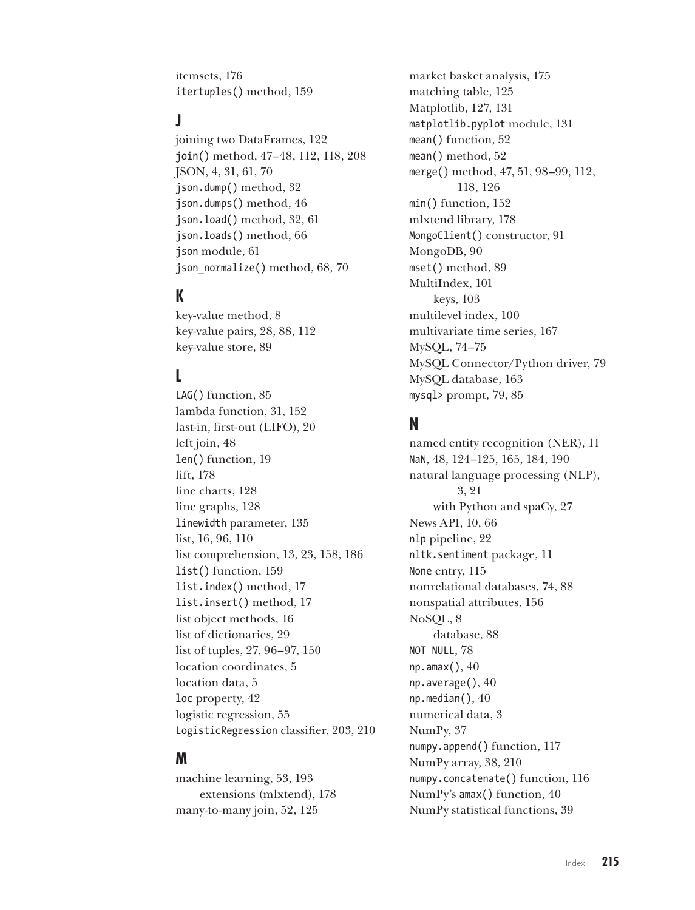itemsets, 176
`itertuples()` method, 159

## J

joining two DataFrames, 122
`join()` method, 47–48, 112, 118, 208
JSON, 4, 31, 61, 70
`json.dump()` method, 32
`json.dumps()` method, 46
`json.load()` method, 32, 61
`json.loads()` method, 66
`json` module, 61
`json_normalize()` method, 68, 70

## K

key-value method, 8
key-value pairs, 28, 88, 112
key-value store, 89

## L

`LAG()` function, 85
lambda function, 31, 152
last-in, first-out (LIFO), 20
left join, 48
`len()` function, 19
lift, 178
line charts, 128
line graphs, 128
`linewidth` parameter, 135
list, 16, 96, 110
list comprehension, 13, 23, 158, 186
`list()` function, 159
`list.index()` method, 17
`list.insert()` method, 17
list object methods, 16
list of dictionaries, 29
list of tuples, 27, 96–97, 150
location coordinates, 5
location data, 5
`loc` property, 42
logistic regression, 55
`LogisticRegression` classifier, 203, 210

## M

machine learning, 53, 193
  extensions (mlxtend), 178
many-to-many join, 52, 125
market basket analysis, 175
matching table, 125
Matplotlib, 127, 131
`matplotlib.pyplot` module, 131
`mean()` function, 52
`mean()` method, 52
`merge()` method, 47, 51, 98–99, 112, 118, 126
`min()` function, 152
mlxtend library, 178
`MongoClient()` constructor, 91
MongoDB, 90
`mset()` method, 89
MultiIndex, 101
  keys, 103
multilevel index, 100
multivariate time series, 167
MySQL, 74–75
MySQL Connector/Python driver, 79
MySQL database, 163
`mysql>` prompt, 79, 85

## N

named entity recognition (NER), 11
`NaN`, 48, 124–125, 165, 184, 190
natural language processing (NLP), 3, 21
  with Python and spaCy, 27
News API, 10, 66
`nlp` pipeline, 22
`nltk.sentiment` package, 11
`None` entry, 115
nonrelational databases, 74, 88
nonspatial attributes, 156
NoSQL, 8
  database, 88
`NOT NULL`, 78
`np.amax()`, 40
`np.average()`, 40
`np.median()`, 40
numerical data, 3
NumPy, 37
`numpy.append()` function, 117
NumPy array, 38, 210
`numpy.concatenate()` function, 116
NumPy's `amax()` function, 40
NumPy statistical functions, 39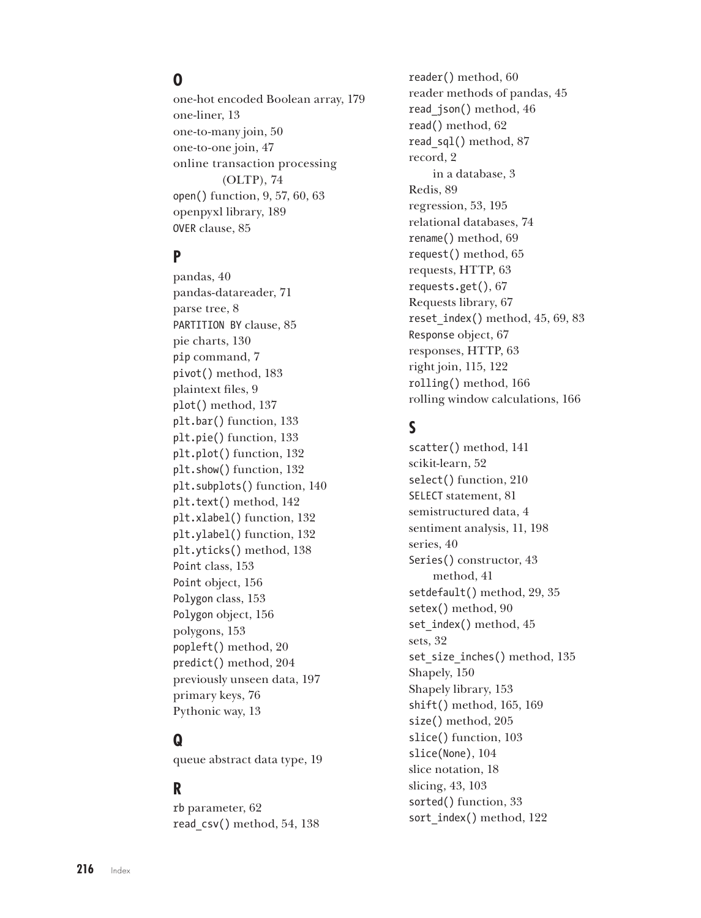## O

one-hot encoded Boolean array, 179
one-liner, 13
one-to-many join, 50
one-to-one join, 47
online transaction processing (OLTP), 74
`open()` function, 9, 57, 60, 63
openpyxl library, 189
`OVER` clause, 85

## P

pandas, 40
pandas-datareader, 71
parse tree, 8
`PARTITION BY` clause, 85
pie charts, 130
`pip` command, 7
`pivot()` method, 183
plaintext files, 9
`plot()` method, 137
`plt.bar()` function, 133
`plt.pie()` function, 133
`plt.plot()` function, 132
`plt.show()` function, 132
`plt.subplots()` function, 140
`plt.text()` method, 142
`plt.xlabel()` function, 132
`plt.ylabel()` function, 132
`plt.yticks()` method, 138
`Point` class, 153
`Point` object, 156
`Polygon` class, 153
`Polygon` object, 156
polygons, 153
`popleft()` method, 20
`predict()` method, 204
previously unseen data, 197
primary keys, 76
Pythonic way, 13

## Q

queue abstract data type, 19

## R

`rb` parameter, 62
`read_csv()` method, 54, 138
`reader()` method, 60
reader methods of pandas, 45
`read_json()` method, 46
`read()` method, 62
`read_sql()` method, 87
record, 2
    in a database, 3
Redis, 89
regression, 53, 195
relational databases, 74
`rename()` method, 69
`request()` method, 65
requests, HTTP, 63
`requests.get()`, 67
Requests library, 67
`reset_index()` method, 45, 69, 83
`Response` object, 67
responses, HTTP, 63
right join, 115, 122
`rolling()` method, 166
rolling window calculations, 166

## S

`scatter()` method, 141
scikit-learn, 52
`select()` function, 210
`SELECT` statement, 81
semistructured data, 4
sentiment analysis, 11, 198
series, 40
`Series()` constructor, 43
    method, 41
`setdefault()` method, 29, 35
`setex()` method, 90
`set_index()` method, 45
sets, 32
`set_size_inches()` method, 135
Shapely, 150
Shapely library, 153
`shift()` method, 165, 169
`size()` method, 205
`slice()` function, 103
`slice(None)`, 104
slice notation, 18
slicing, 43, 103
`sorted()` function, 33
`sort_index()` method, 122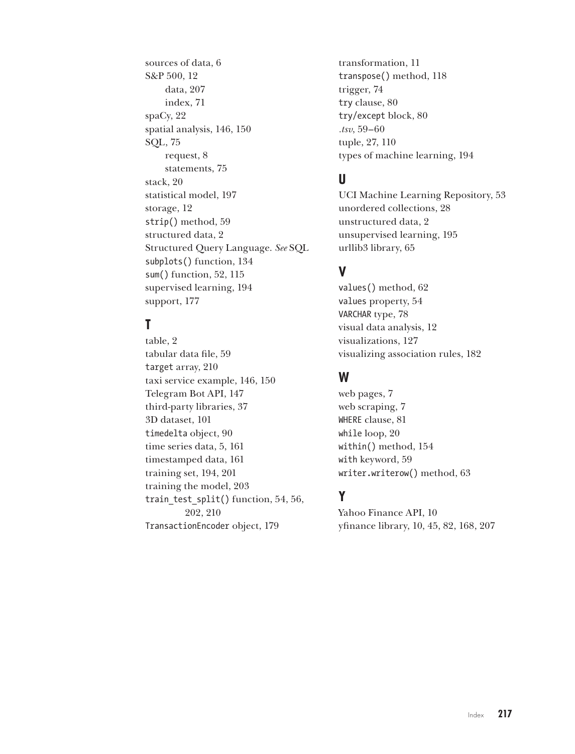sources of data, 6
S&P 500, 12
  data, 207
  index, 71
spaCy, 22
spatial analysis, 146, 150
SQL, 75
  request, 8
  statements, 75
stack, 20
statistical model, 197
storage, 12
`strip()` method, 59
structured data, 2
Structured Query Language. *See* SQL
`subplots()` function, 134
`sum()` function, 52, 115
supervised learning, 194
support, 177

## T

table, 2
tabular data file, 59
`target` array, 210
taxi service example, 146, 150
Telegram Bot API, 147
third-party libraries, 37
3D dataset, 101
`timedelta` object, 90
time series data, 5, 161
timestamped data, 161
training set, 194, 201
training the model, 203
`train_test_split()` function, 54, 56, 202, 210
`TransactionEncoder` object, 179
transformation, 11
`transpose()` method, 118
trigger, 74
`try` clause, 80
`try/except` block, 80
*.tsv*, 59–60
tuple, 27, 110
types of machine learning, 194

## U

UCI Machine Learning Repository, 53
unordered collections, 28
unstructured data, 2
unsupervised learning, 195
urllib3 library, 65

## V

`values()` method, 62
`values` property, 54
`VARCHAR` type, 78
visual data analysis, 12
visualizations, 127
visualizing association rules, 182

## W

web pages, 7
web scraping, 7
`WHERE` clause, 81
`while` loop, 20
`within()` method, 154
`with` keyword, 59
`writer.writerow()` method, 63

## Y

Yahoo Finance API, 10
yfinance library, 10, 45, 82, 168, 207